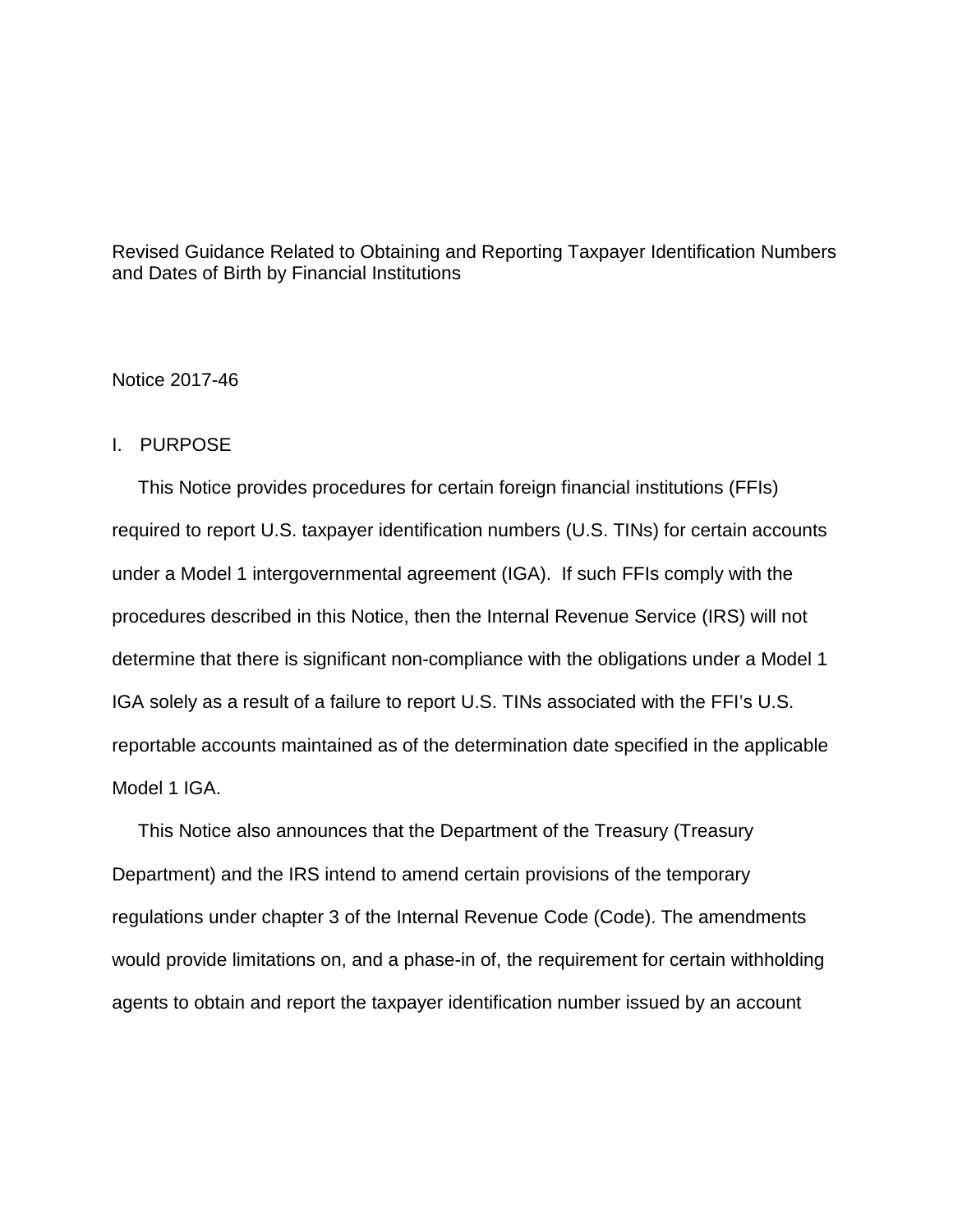# Revised Guidance Related to Obtaining and Reporting Taxpayer Identification Numbers and Dates of Birth by Financial Institutions

Notice 2017-46

## I. PURPOSE

This Notice provides procedures for certain foreign financial institutions (FFIs) required to report U.S. taxpayer identification numbers (U.S. TINs) for certain accounts under a Model 1 intergovernmental agreement (IGA). If such FFIs comply with the procedures described in this Notice, then the Internal Revenue Service (IRS) will not determine that there is significant non-compliance with the obligations under a Model 1 IGA solely as a result of a failure to report U.S. TINs associated with the FFI's U.S. reportable accounts maintained as of the determination date specified in the applicable Model 1 IGA.

This Notice also announces that the Department of the Treasury (Treasury Department) and the IRS intend to amend certain provisions of the temporary regulations under chapter 3 of the Internal Revenue Code (Code). The amendments would provide limitations on, and a phase-in of, the requirement for certain withholding agents to obtain and report the taxpayer identification number issued by an account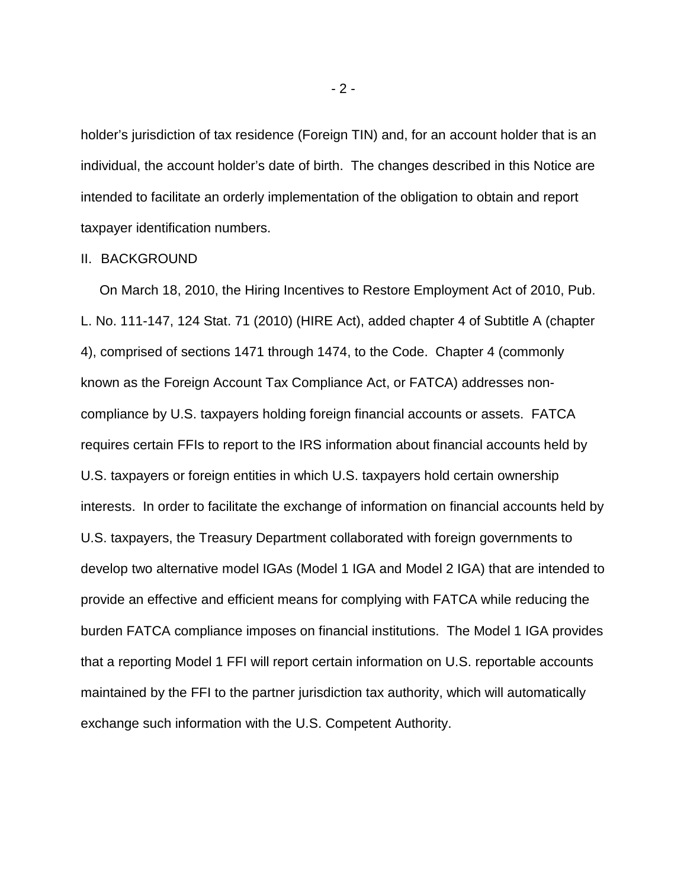holder's jurisdiction of tax residence (Foreign TIN) and, for an account holder that is an individual, the account holder's date of birth. The changes described in this Notice are intended to facilitate an orderly implementation of the obligation to obtain and report taxpayer identification numbers.

## II. BACKGROUND

On March 18, 2010, the Hiring Incentives to Restore Employment Act of 2010, Pub. L. No. 111-147, 124 Stat. 71 (2010) (HIRE Act), added chapter 4 of Subtitle A (chapter 4), comprised of sections 1471 through 1474, to the Code. Chapter 4 (commonly known as the Foreign Account Tax Compliance Act, or FATCA) addresses non-compliance by U.S. taxpayers holding foreign financial accounts or assets. FATCA requires certain FFIs to report to the IRS information about financial accounts held by U.S. taxpayers or foreign entities in which U.S. taxpayers hold certain ownership interests. In order to facilitate the exchange of information on financial accounts held by U.S. taxpayers, the Treasury Department collaborated with foreign governments to develop two alternative model IGAs (Model 1 IGA and Model 2 IGA) that are intended to provide an effective and efficient means for complying with FATCA while reducing the burden FATCA compliance imposes on financial institutions. The Model 1 IGA provides that a reporting Model 1 FFI will report certain information on U.S. reportable accounts maintained by the FFI to the partner jurisdiction tax authority, which will automatically exchange such information with the U.S. Competent Authority.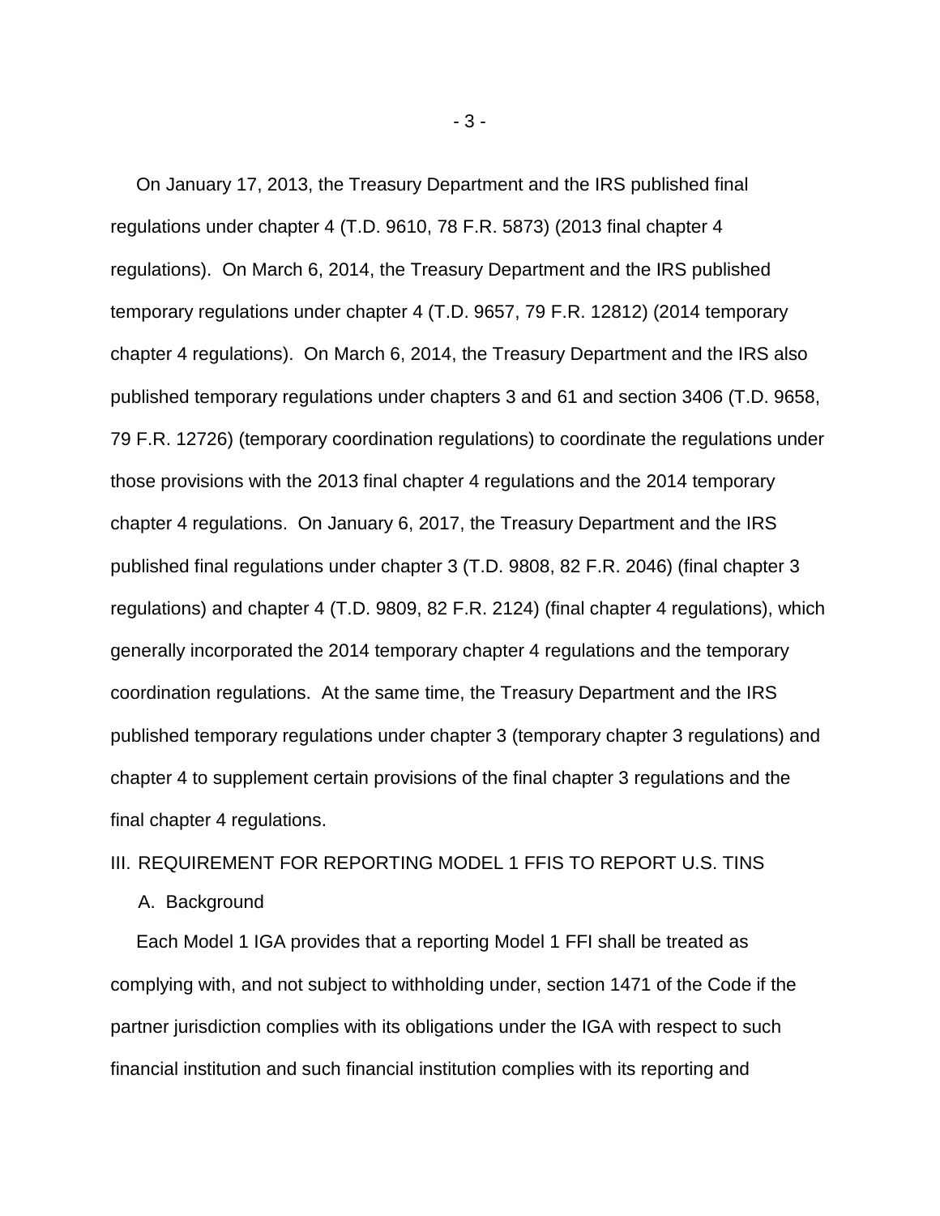On January 17, 2013, the Treasury Department and the IRS published final regulations under chapter 4 (T.D. 9610, 78 F.R. 5873) (2013 final chapter 4 regulations). On March 6, 2014, the Treasury Department and the IRS published temporary regulations under chapter 4 (T.D. 9657, 79 F.R. 12812) (2014 temporary chapter 4 regulations). On March 6, 2014, the Treasury Department and the IRS also published temporary regulations under chapters 3 and 61 and section 3406 (T.D. 9658, 79 F.R. 12726) (temporary coordination regulations) to coordinate the regulations under those provisions with the 2013 final chapter 4 regulations and the 2014 temporary chapter 4 regulations. On January 6, 2017, the Treasury Department and the IRS published final regulations under chapter 3 (T.D. 9808, 82 F.R. 2046) (final chapter 3 regulations) and chapter 4 (T.D. 9809, 82 F.R. 2124) (final chapter 4 regulations), which generally incorporated the 2014 temporary chapter 4 regulations and the temporary coordination regulations. At the same time, the Treasury Department and the IRS published temporary regulations under chapter 3 (temporary chapter 3 regulations) and chapter 4 to supplement certain provisions of the final chapter 3 regulations and the final chapter 4 regulations.

## III. REQUIREMENT FOR REPORTING MODEL 1 FFIS TO REPORT U.S. TINS

### A. Background

Each Model 1 IGA provides that a reporting Model 1 FFI shall be treated as complying with, and not subject to withholding under, section 1471 of the Code if the partner jurisdiction complies with its obligations under the IGA with respect to such financial institution and such financial institution complies with its reporting and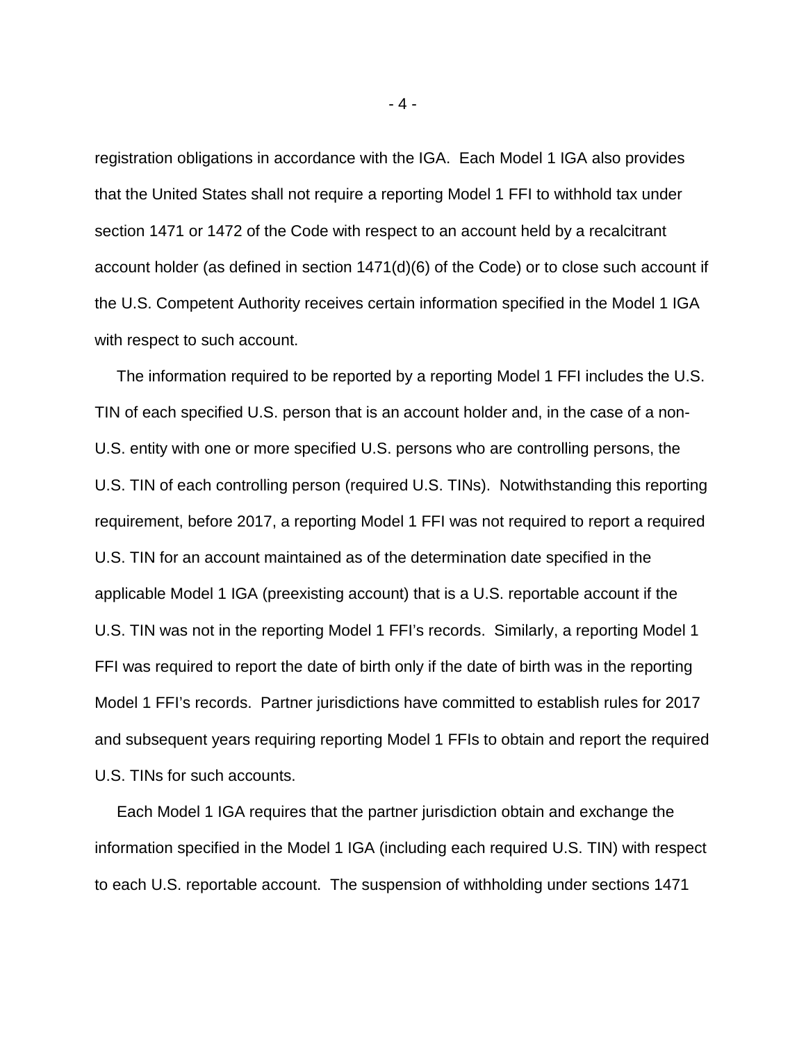registration obligations in accordance with the IGA. Each Model 1 IGA also provides that the United States shall not require a reporting Model 1 FFI to withhold tax under section 1471 or 1472 of the Code with respect to an account held by a recalcitrant account holder (as defined in section 1471(d)(6) of the Code) or to close such account if the U.S. Competent Authority receives certain information specified in the Model 1 IGA with respect to such account.

The information required to be reported by a reporting Model 1 FFI includes the U.S. TIN of each specified U.S. person that is an account holder and, in the case of a non-U.S. entity with one or more specified U.S. persons who are controlling persons, the U.S. TIN of each controlling person (required U.S. TINs). Notwithstanding this reporting requirement, before 2017, a reporting Model 1 FFI was not required to report a required U.S. TIN for an account maintained as of the determination date specified in the applicable Model 1 IGA (preexisting account) that is a U.S. reportable account if the U.S. TIN was not in the reporting Model 1 FFI's records. Similarly, a reporting Model 1 FFI was required to report the date of birth only if the date of birth was in the reporting Model 1 FFI's records. Partner jurisdictions have committed to establish rules for 2017 and subsequent years requiring reporting Model 1 FFIs to obtain and report the required U.S. TINs for such accounts.

Each Model 1 IGA requires that the partner jurisdiction obtain and exchange the information specified in the Model 1 IGA (including each required U.S. TIN) with respect to each U.S. reportable account. The suspension of withholding under sections 1471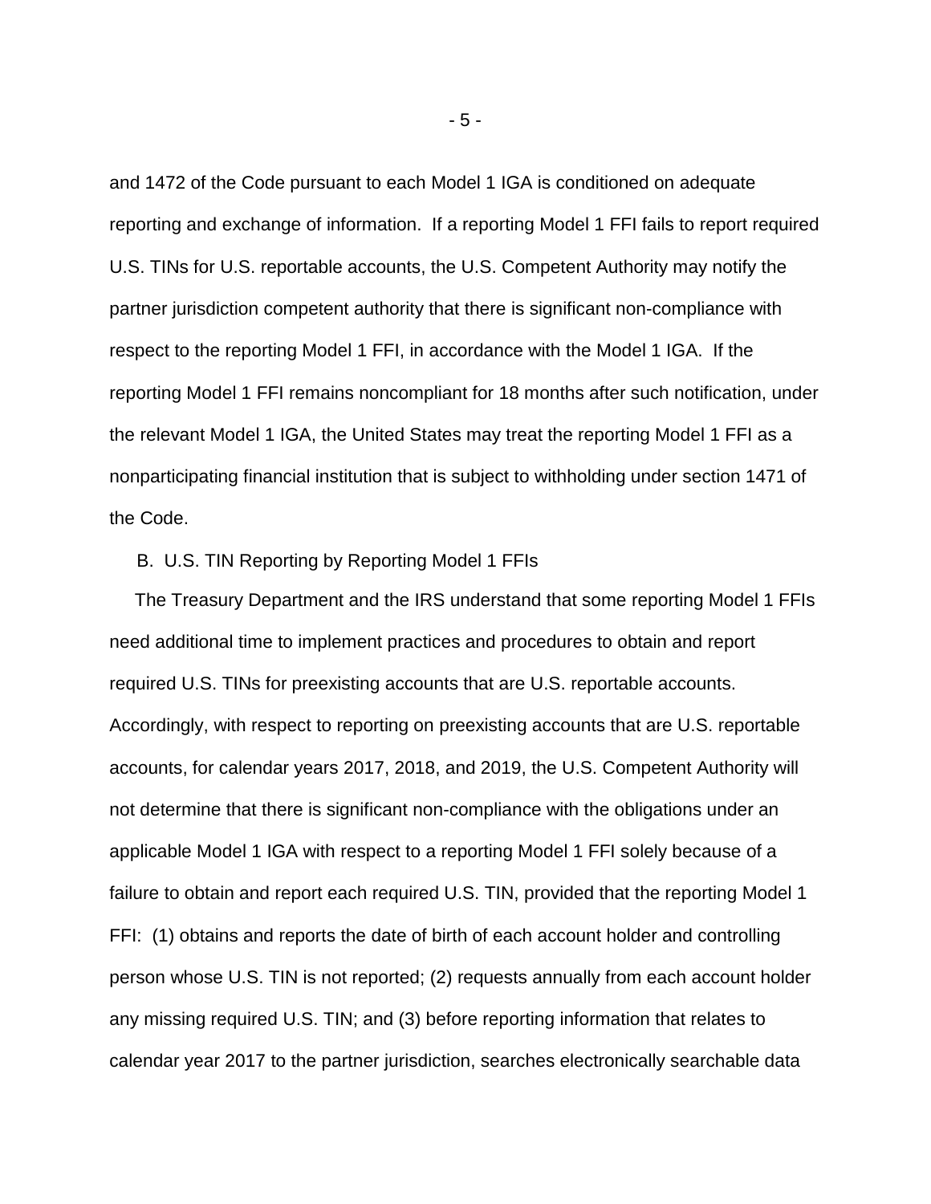and 1472 of the Code pursuant to each Model 1 IGA is conditioned on adequate reporting and exchange of information. If a reporting Model 1 FFI fails to report required U.S. TINs for U.S. reportable accounts, the U.S. Competent Authority may notify the partner jurisdiction competent authority that there is significant non-compliance with respect to the reporting Model 1 FFI, in accordance with the Model 1 IGA. If the reporting Model 1 FFI remains noncompliant for 18 months after such notification, under the relevant Model 1 IGA, the United States may treat the reporting Model 1 FFI as a nonparticipating financial institution that is subject to withholding under section 1471 of the Code.

## B. U.S. TIN Reporting by Reporting Model 1 FFIs

The Treasury Department and the IRS understand that some reporting Model 1 FFIs need additional time to implement practices and procedures to obtain and report required U.S. TINs for preexisting accounts that are U.S. reportable accounts. Accordingly, with respect to reporting on preexisting accounts that are U.S. reportable accounts, for calendar years 2017, 2018, and 2019, the U.S. Competent Authority will not determine that there is significant non-compliance with the obligations under an applicable Model 1 IGA with respect to a reporting Model 1 FFI solely because of a failure to obtain and report each required U.S. TIN, provided that the reporting Model 1 FFI: (1) obtains and reports the date of birth of each account holder and controlling person whose U.S. TIN is not reported; (2) requests annually from each account holder any missing required U.S. TIN; and (3) before reporting information that relates to calendar year 2017 to the partner jurisdiction, searches electronically searchable data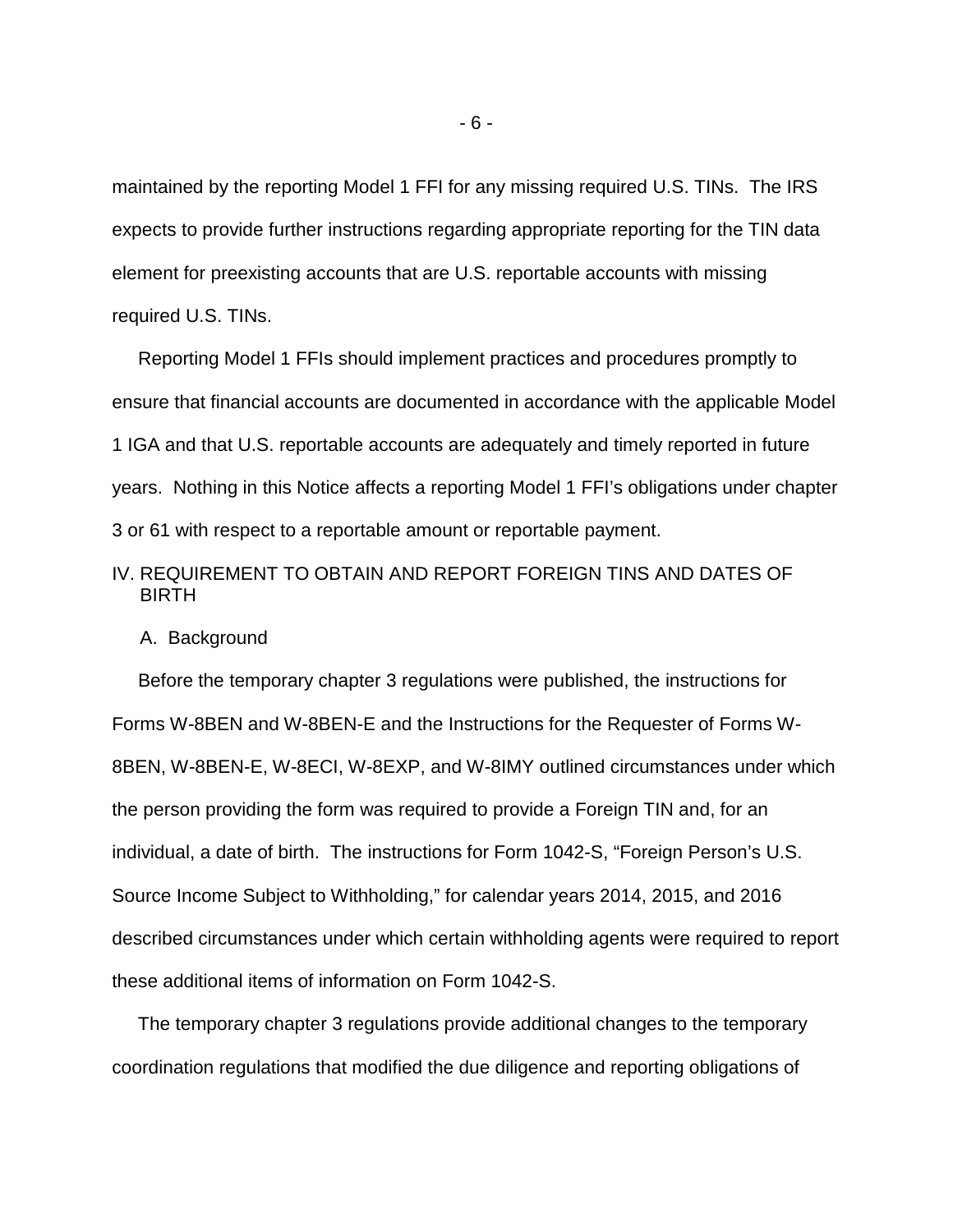maintained by the reporting Model 1 FFI for any missing required U.S. TINs. The IRS expects to provide further instructions regarding appropriate reporting for the TIN data element for preexisting accounts that are U.S. reportable accounts with missing required U.S. TINs.

Reporting Model 1 FFIs should implement practices and procedures promptly to ensure that financial accounts are documented in accordance with the applicable Model 1 IGA and that U.S. reportable accounts are adequately and timely reported in future years. Nothing in this Notice affects a reporting Model 1 FFI's obligations under chapter 3 or 61 with respect to a reportable amount or reportable payment.

## IV. REQUIREMENT TO OBTAIN AND REPORT FOREIGN TINS AND DATES OF BIRTH

### A. Background

Before the temporary chapter 3 regulations were published, the instructions for Forms W-8BEN and W-8BEN-E and the Instructions for the Requester of Forms W-8BEN, W-8BEN-E, W-8ECI, W-8EXP, and W-8IMY outlined circumstances under which the person providing the form was required to provide a Foreign TIN and, for an individual, a date of birth. The instructions for Form 1042-S, "Foreign Person's U.S. Source Income Subject to Withholding," for calendar years 2014, 2015, and 2016 described circumstances under which certain withholding agents were required to report these additional items of information on Form 1042-S.

The temporary chapter 3 regulations provide additional changes to the temporary coordination regulations that modified the due diligence and reporting obligations of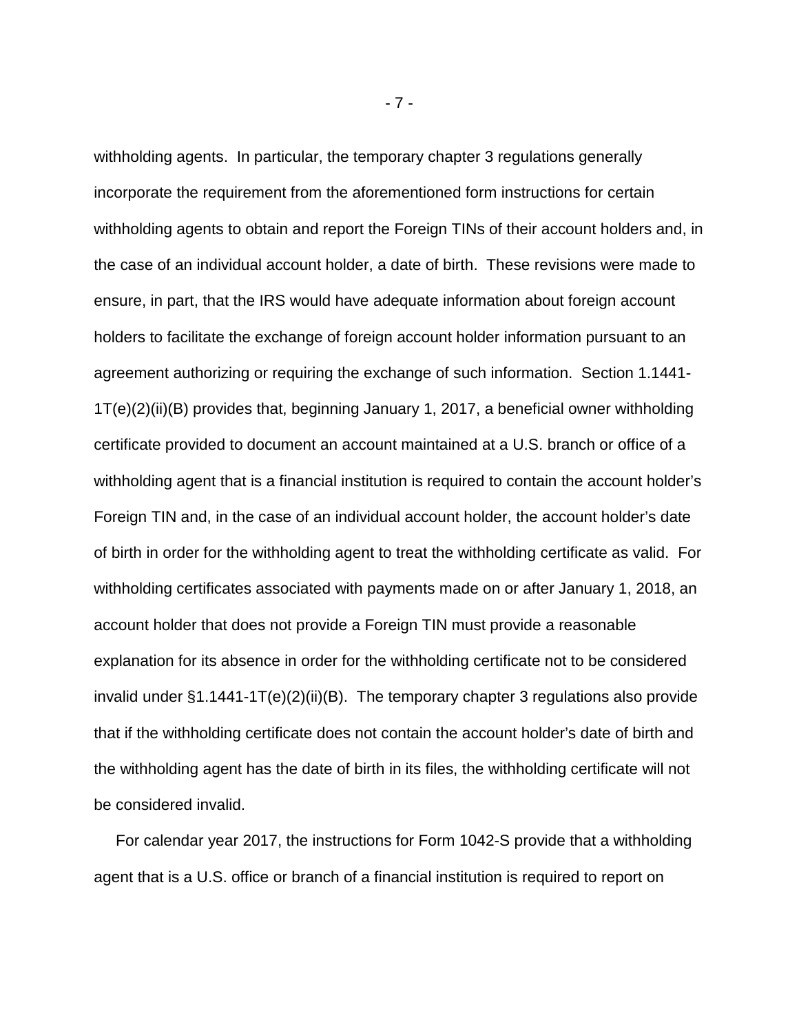withholding agents. In particular, the temporary chapter 3 regulations generally incorporate the requirement from the aforementioned form instructions for certain withholding agents to obtain and report the Foreign TINs of their account holders and, in the case of an individual account holder, a date of birth. These revisions were made to ensure, in part, that the IRS would have adequate information about foreign account holders to facilitate the exchange of foreign account holder information pursuant to an agreement authorizing or requiring the exchange of such information. Section 1.1441-1T(e)(2)(ii)(B) provides that, beginning January 1, 2017, a beneficial owner withholding certificate provided to document an account maintained at a U.S. branch or office of a withholding agent that is a financial institution is required to contain the account holder's Foreign TIN and, in the case of an individual account holder, the account holder's date of birth in order for the withholding agent to treat the withholding certificate as valid. For withholding certificates associated with payments made on or after January 1, 2018, an account holder that does not provide a Foreign TIN must provide a reasonable explanation for its absence in order for the withholding certificate not to be considered invalid under §1.1441-1T(e)(2)(ii)(B). The temporary chapter 3 regulations also provide that if the withholding certificate does not contain the account holder's date of birth and the withholding agent has the date of birth in its files, the withholding certificate will not be considered invalid.

For calendar year 2017, the instructions for Form 1042-S provide that a withholding agent that is a U.S. office or branch of a financial institution is required to report on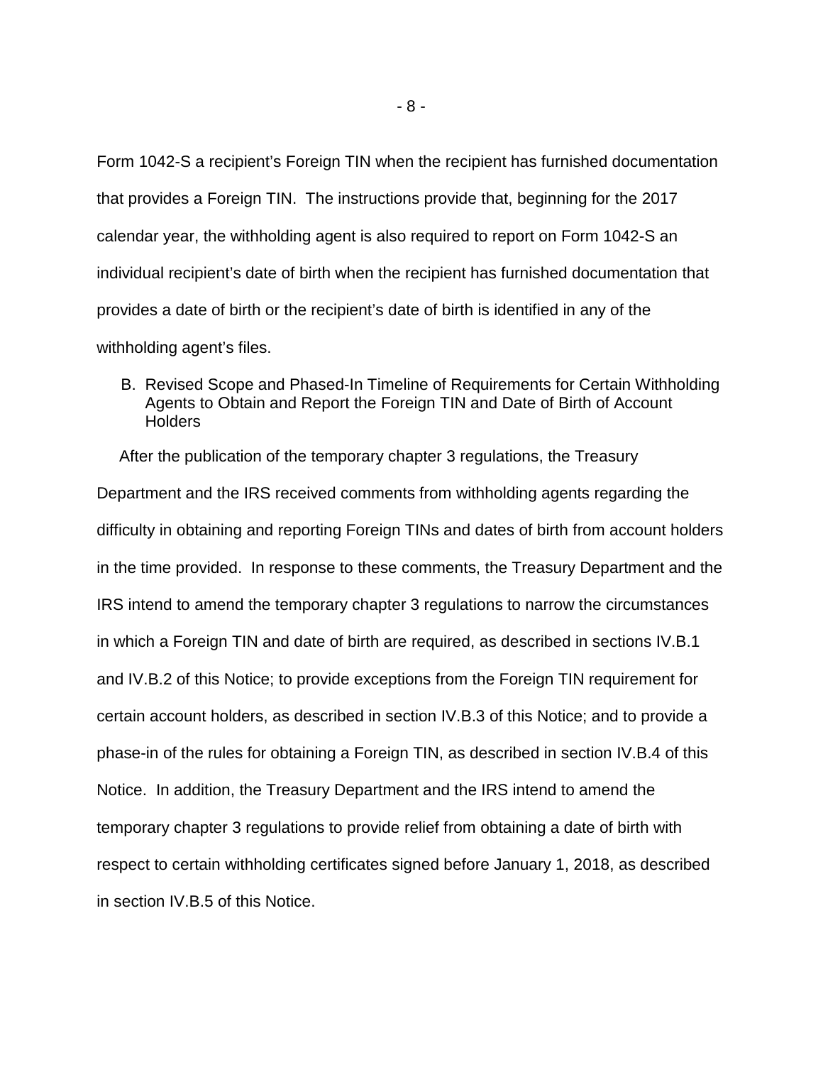Form 1042-S a recipient's Foreign TIN when the recipient has furnished documentation that provides a Foreign TIN. The instructions provide that, beginning for the 2017 calendar year, the withholding agent is also required to report on Form 1042-S an individual recipient's date of birth when the recipient has furnished documentation that provides a date of birth or the recipient's date of birth is identified in any of the withholding agent's files.

### B. Revised Scope and Phased-In Timeline of Requirements for Certain Withholding Agents to Obtain and Report the Foreign TIN and Date of Birth of Account Holders

After the publication of the temporary chapter 3 regulations, the Treasury Department and the IRS received comments from withholding agents regarding the difficulty in obtaining and reporting Foreign TINs and dates of birth from account holders in the time provided. In response to these comments, the Treasury Department and the IRS intend to amend the temporary chapter 3 regulations to narrow the circumstances in which a Foreign TIN and date of birth are required, as described in sections IV.B.1 and IV.B.2 of this Notice; to provide exceptions from the Foreign TIN requirement for certain account holders, as described in section IV.B.3 of this Notice; and to provide a phase-in of the rules for obtaining a Foreign TIN, as described in section IV.B.4 of this Notice. In addition, the Treasury Department and the IRS intend to amend the temporary chapter 3 regulations to provide relief from obtaining a date of birth with respect to certain withholding certificates signed before January 1, 2018, as described in section IV.B.5 of this Notice.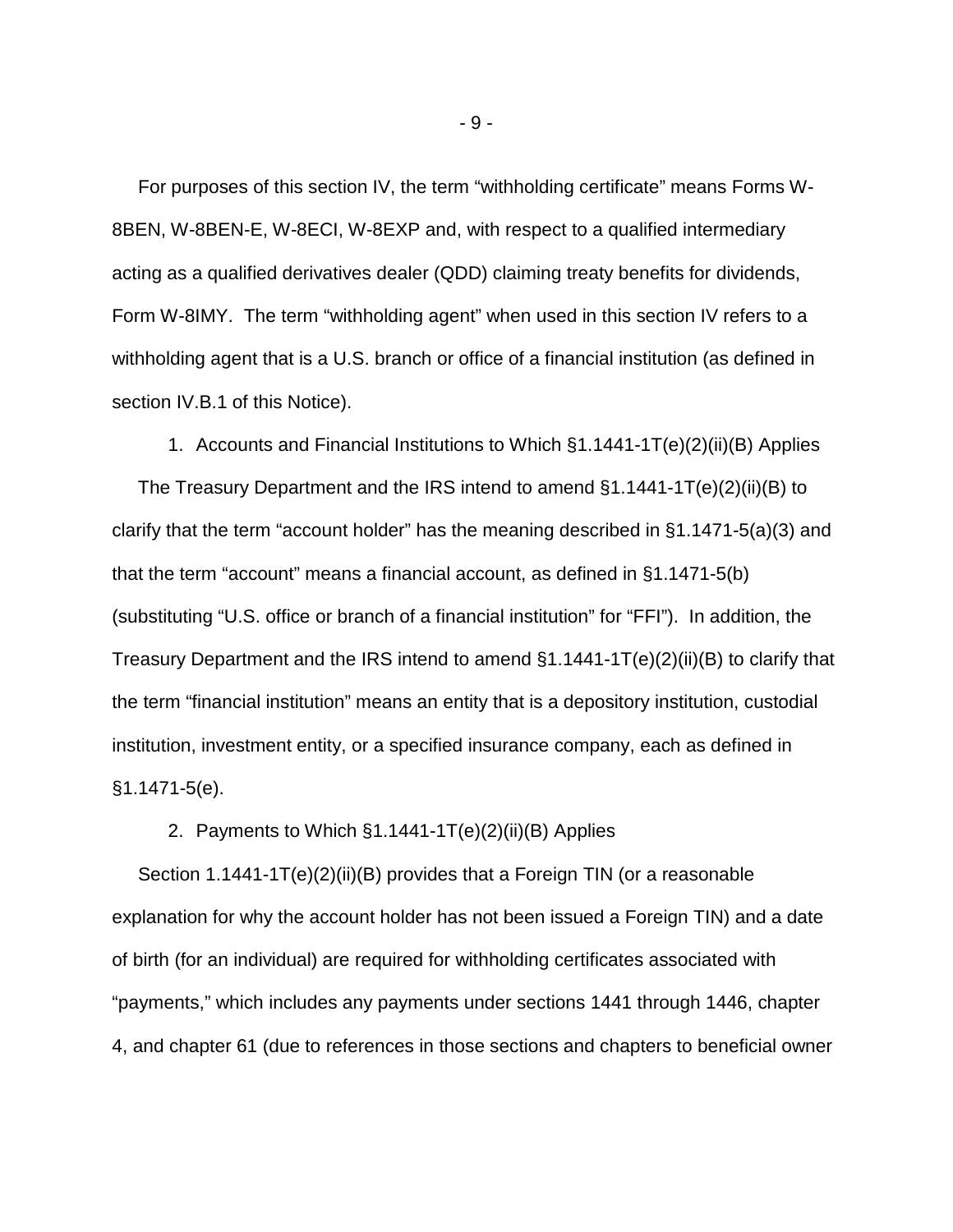For purposes of this section IV, the term "withholding certificate" means Forms W-8BEN, W-8BEN-E, W-8ECI, W-8EXP and, with respect to a qualified intermediary acting as a qualified derivatives dealer (QDD) claiming treaty benefits for dividends, Form W-8IMY. The term "withholding agent" when used in this section IV refers to a withholding agent that is a U.S. branch or office of a financial institution (as defined in section IV.B.1 of this Notice).

1. Accounts and Financial Institutions to Which §1.1441-1T(e)(2)(ii)(B) Applies

The Treasury Department and the IRS intend to amend §1.1441-1T(e)(2)(ii)(B) to clarify that the term "account holder" has the meaning described in §1.1471-5(a)(3) and that the term "account" means a financial account, as defined in §1.1471-5(b) (substituting "U.S. office or branch of a financial institution" for "FFI"). In addition, the Treasury Department and the IRS intend to amend §1.1441-1T(e)(2)(ii)(B) to clarify that the term "financial institution" means an entity that is a depository institution, custodial institution, investment entity, or a specified insurance company, each as defined in §1.1471-5(e).

2. Payments to Which §1.1441-1T(e)(2)(ii)(B) Applies

Section 1.1441-1T(e)(2)(ii)(B) provides that a Foreign TIN (or a reasonable explanation for why the account holder has not been issued a Foreign TIN) and a date of birth (for an individual) are required for withholding certificates associated with "payments," which includes any payments under sections 1441 through 1446, chapter 4, and chapter 61 (due to references in those sections and chapters to beneficial owner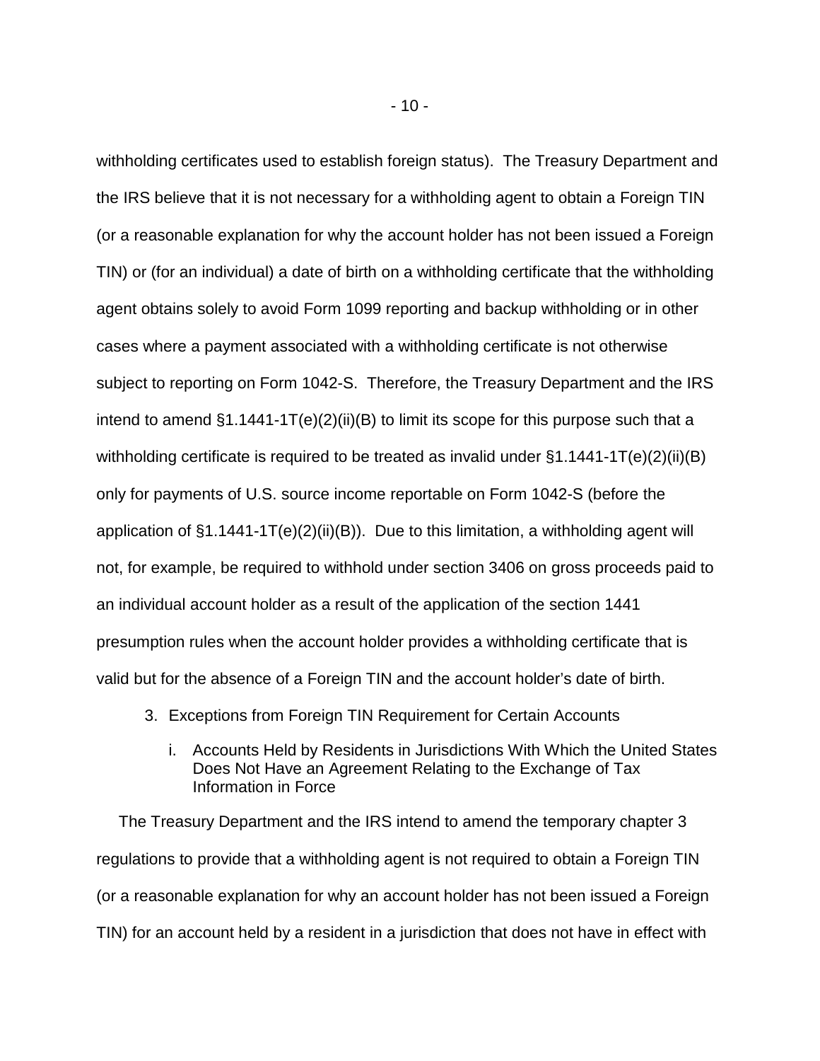withholding certificates used to establish foreign status). The Treasury Department and the IRS believe that it is not necessary for a withholding agent to obtain a Foreign TIN (or a reasonable explanation for why the account holder has not been issued a Foreign TIN) or (for an individual) a date of birth on a withholding certificate that the withholding agent obtains solely to avoid Form 1099 reporting and backup withholding or in other cases where a payment associated with a withholding certificate is not otherwise subject to reporting on Form 1042-S. Therefore, the Treasury Department and the IRS intend to amend §1.1441-1T(e)(2)(ii)(B) to limit its scope for this purpose such that a withholding certificate is required to be treated as invalid under §1.1441-1T(e)(2)(ii)(B) only for payments of U.S. source income reportable on Form 1042-S (before the application of §1.1441-1T(e)(2)(ii)(B)). Due to this limitation, a withholding agent will not, for example, be required to withhold under section 3406 on gross proceeds paid to an individual account holder as a result of the application of the section 1441 presumption rules when the account holder provides a withholding certificate that is valid but for the absence of a Foreign TIN and the account holder's date of birth.

### 3. Exceptions from Foreign TIN Requirement for Certain Accounts

#### i. Accounts Held by Residents in Jurisdictions With Which the United States Does Not Have an Agreement Relating to the Exchange of Tax Information in Force

The Treasury Department and the IRS intend to amend the temporary chapter 3 regulations to provide that a withholding agent is not required to obtain a Foreign TIN (or a reasonable explanation for why an account holder has not been issued a Foreign TIN) for an account held by a resident in a jurisdiction that does not have in effect with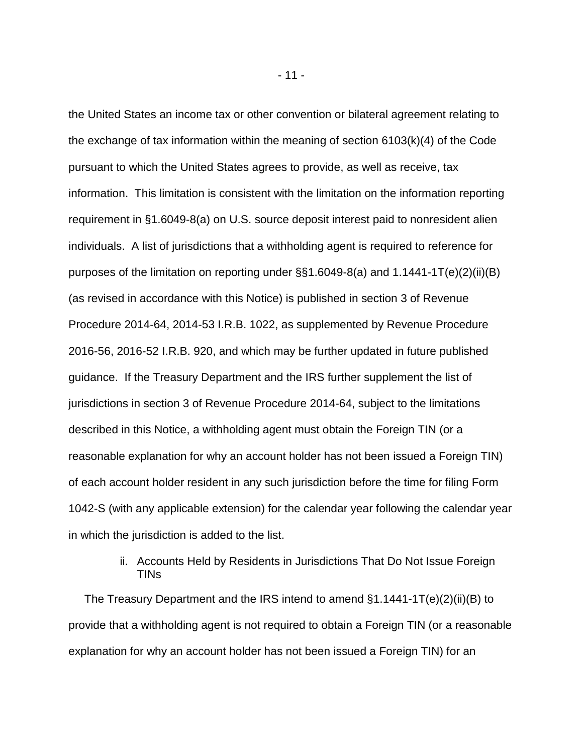the United States an income tax or other convention or bilateral agreement relating to the exchange of tax information within the meaning of section 6103(k)(4) of the Code pursuant to which the United States agrees to provide, as well as receive, tax information. This limitation is consistent with the limitation on the information reporting requirement in §1.6049-8(a) on U.S. source deposit interest paid to nonresident alien individuals. A list of jurisdictions that a withholding agent is required to reference for purposes of the limitation on reporting under §§1.6049-8(a) and 1.1441-1T(e)(2)(ii)(B) (as revised in accordance with this Notice) is published in section 3 of Revenue Procedure 2014-64, 2014-53 I.R.B. 1022, as supplemented by Revenue Procedure 2016-56, 2016-52 I.R.B. 920, and which may be further updated in future published guidance. If the Treasury Department and the IRS further supplement the list of jurisdictions in section 3 of Revenue Procedure 2014-64, subject to the limitations described in this Notice, a withholding agent must obtain the Foreign TIN (or a reasonable explanation for why an account holder has not been issued a Foreign TIN) of each account holder resident in any such jurisdiction before the time for filing Form 1042-S (with any applicable extension) for the calendar year following the calendar year in which the jurisdiction is added to the list.

ii. Accounts Held by Residents in Jurisdictions That Do Not Issue Foreign TINs

The Treasury Department and the IRS intend to amend §1.1441-1T(e)(2)(ii)(B) to provide that a withholding agent is not required to obtain a Foreign TIN (or a reasonable explanation for why an account holder has not been issued a Foreign TIN) for an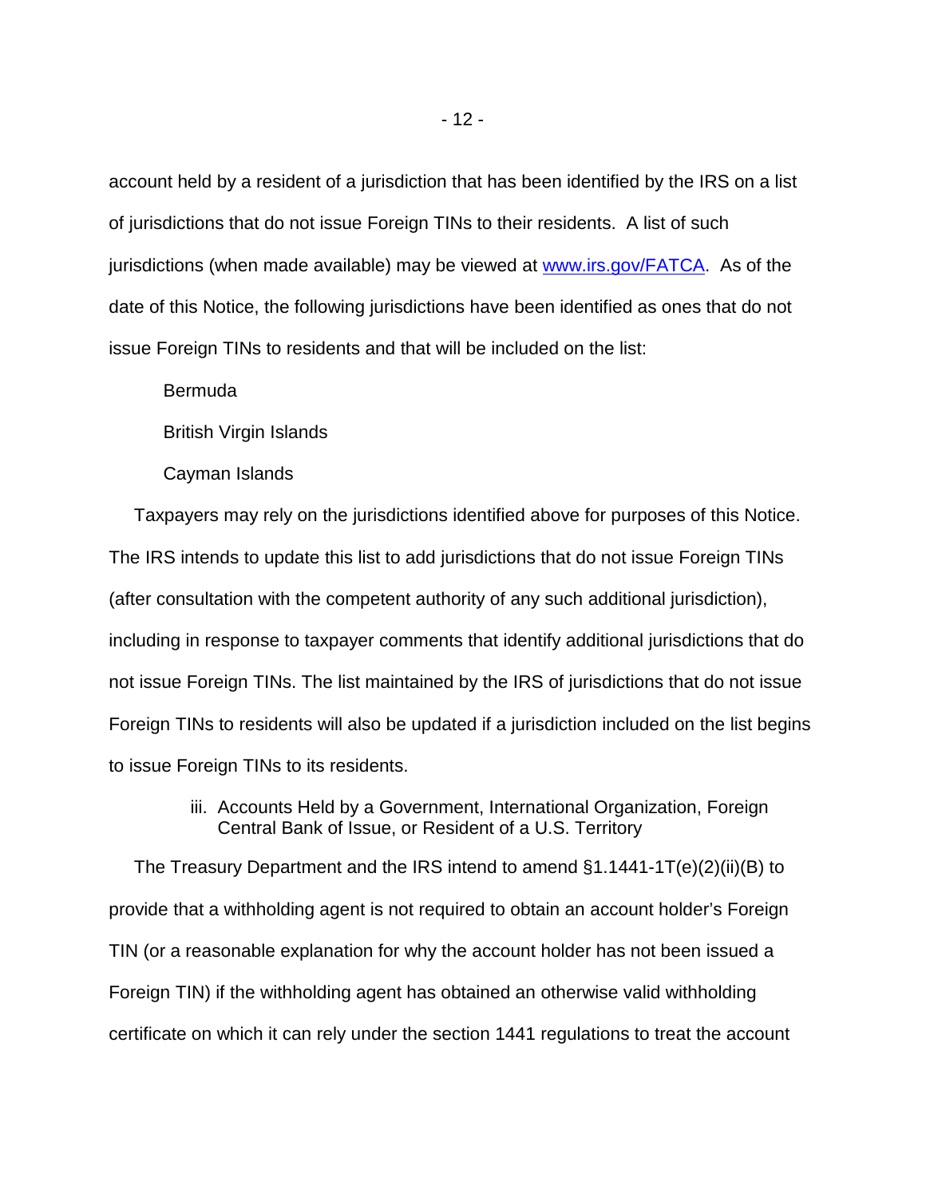account held by a resident of a jurisdiction that has been identified by the IRS on a list of jurisdictions that do not issue Foreign TINs to their residents. A list of such jurisdictions (when made available) may be viewed at [www.irs.gov/FATCA](http://www.irs.gov/FATCA). As of the date of this Notice, the following jurisdictions have been identified as ones that do not issue Foreign TINs to residents and that will be included on the list:

Bermuda

British Virgin Islands

Cayman Islands

Taxpayers may rely on the jurisdictions identified above for purposes of this Notice. The IRS intends to update this list to add jurisdictions that do not issue Foreign TINs (after consultation with the competent authority of any such additional jurisdiction), including in response to taxpayer comments that identify additional jurisdictions that do not issue Foreign TINs. The list maintained by the IRS of jurisdictions that do not issue Foreign TINs to residents will also be updated if a jurisdiction included on the list begins to issue Foreign TINs to its residents.

iii. Accounts Held by a Government, International Organization, Foreign Central Bank of Issue, or Resident of a U.S. Territory

The Treasury Department and the IRS intend to amend §1.1441-1T(e)(2)(ii)(B) to provide that a withholding agent is not required to obtain an account holder's Foreign TIN (or a reasonable explanation for why the account holder has not been issued a Foreign TIN) if the withholding agent has obtained an otherwise valid withholding certificate on which it can rely under the section 1441 regulations to treat the account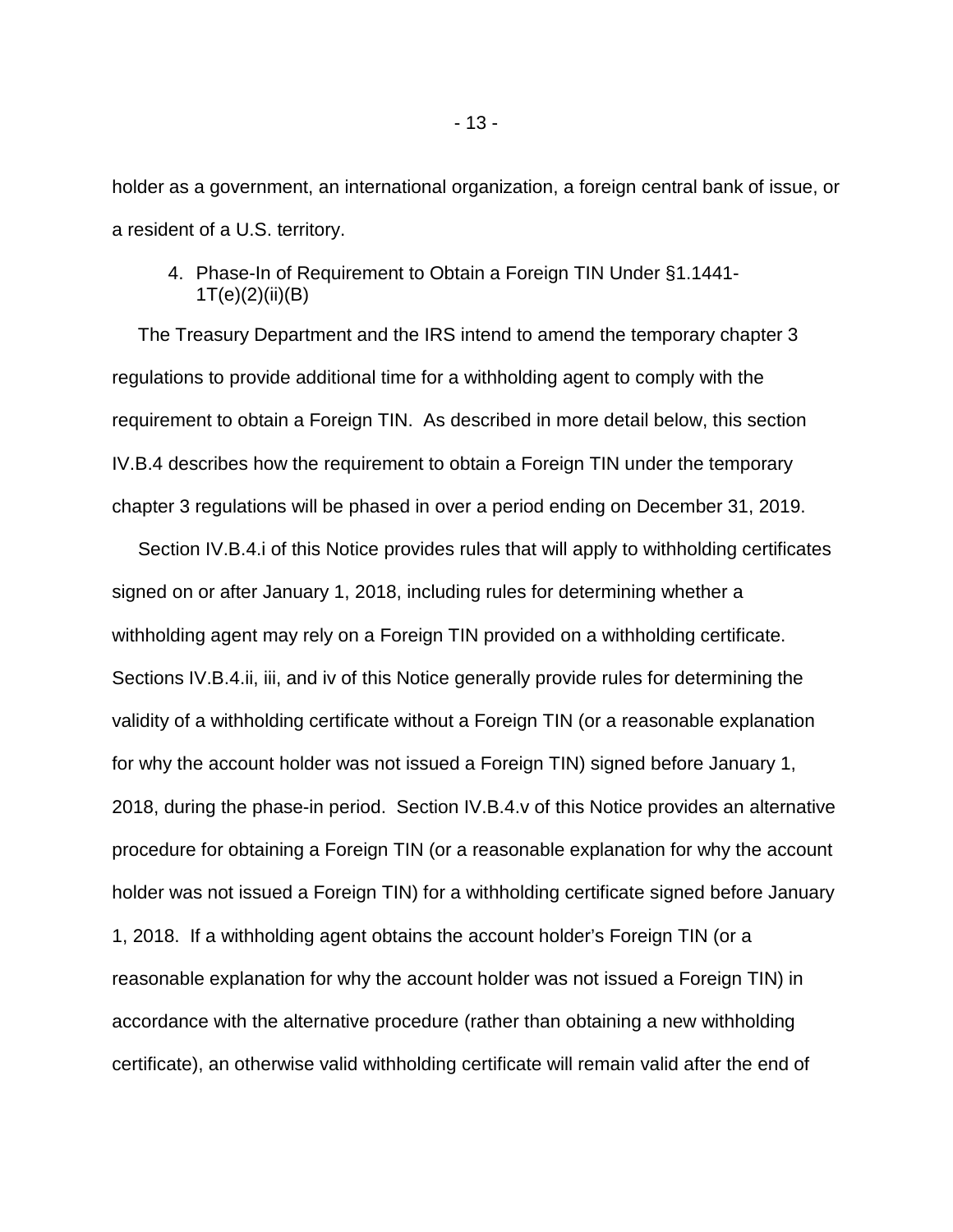holder as a government, an international organization, a foreign central bank of issue, or a resident of a U.S. territory.

4. Phase-In of Requirement to Obtain a Foreign TIN Under §1.1441-1T(e)(2)(ii)(B)

The Treasury Department and the IRS intend to amend the temporary chapter 3 regulations to provide additional time for a withholding agent to comply with the requirement to obtain a Foreign TIN. As described in more detail below, this section IV.B.4 describes how the requirement to obtain a Foreign TIN under the temporary chapter 3 regulations will be phased in over a period ending on December 31, 2019.

Section IV.B.4.i of this Notice provides rules that will apply to withholding certificates signed on or after January 1, 2018, including rules for determining whether a withholding agent may rely on a Foreign TIN provided on a withholding certificate. Sections IV.B.4.ii, iii, and iv of this Notice generally provide rules for determining the validity of a withholding certificate without a Foreign TIN (or a reasonable explanation for why the account holder was not issued a Foreign TIN) signed before January 1, 2018, during the phase-in period. Section IV.B.4.v of this Notice provides an alternative procedure for obtaining a Foreign TIN (or a reasonable explanation for why the account holder was not issued a Foreign TIN) for a withholding certificate signed before January 1, 2018. If a withholding agent obtains the account holder's Foreign TIN (or a reasonable explanation for why the account holder was not issued a Foreign TIN) in accordance with the alternative procedure (rather than obtaining a new withholding certificate), an otherwise valid withholding certificate will remain valid after the end of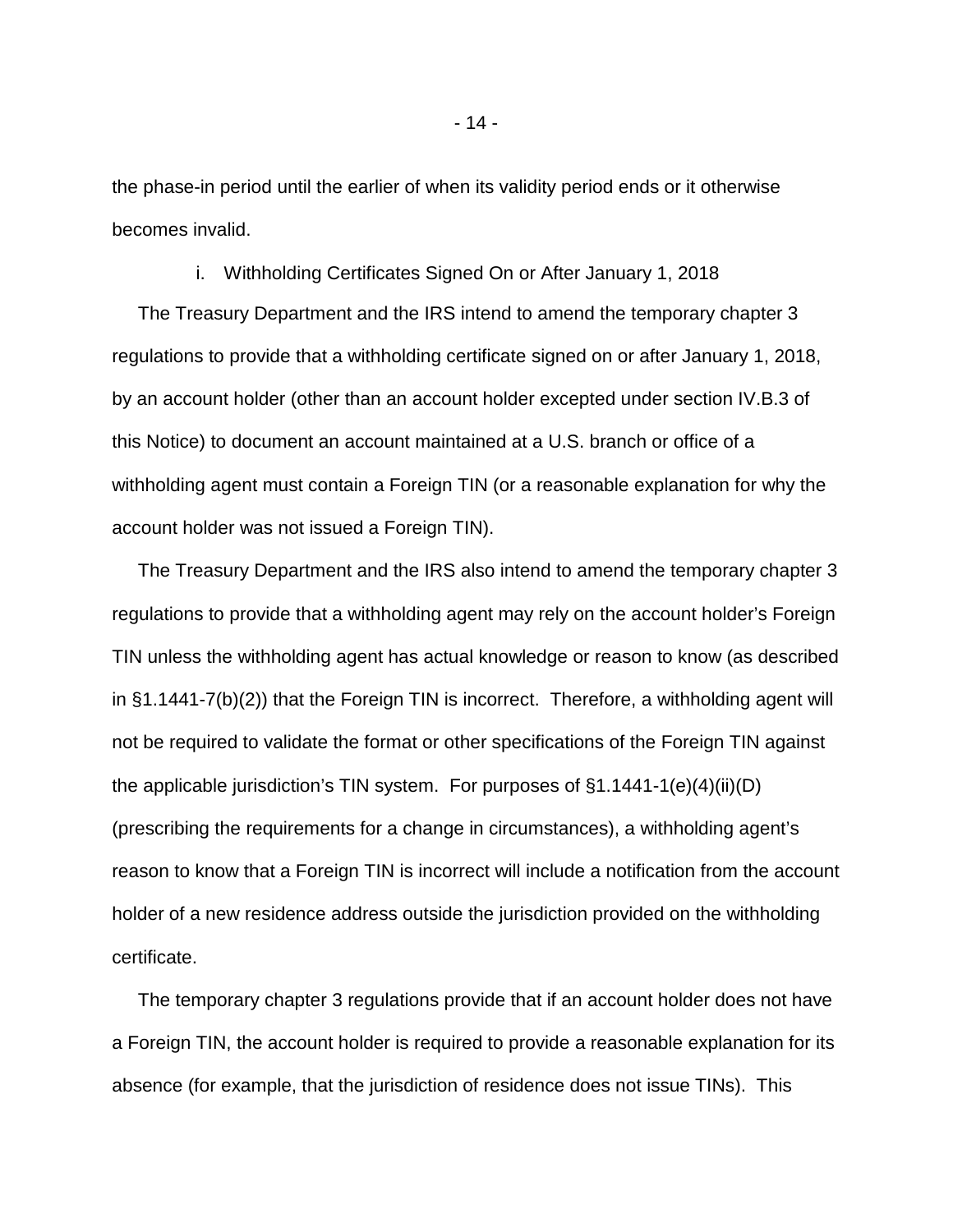the phase-in period until the earlier of when its validity period ends or it otherwise becomes invalid.

i. Withholding Certificates Signed On or After January 1, 2018

The Treasury Department and the IRS intend to amend the temporary chapter 3 regulations to provide that a withholding certificate signed on or after January 1, 2018, by an account holder (other than an account holder excepted under section IV.B.3 of this Notice) to document an account maintained at a U.S. branch or office of a withholding agent must contain a Foreign TIN (or a reasonable explanation for why the account holder was not issued a Foreign TIN).

The Treasury Department and the IRS also intend to amend the temporary chapter 3 regulations to provide that a withholding agent may rely on the account holder's Foreign TIN unless the withholding agent has actual knowledge or reason to know (as described in §1.1441-7(b)(2)) that the Foreign TIN is incorrect. Therefore, a withholding agent will not be required to validate the format or other specifications of the Foreign TIN against the applicable jurisdiction's TIN system. For purposes of §1.1441-1(e)(4)(ii)(D) (prescribing the requirements for a change in circumstances), a withholding agent's reason to know that a Foreign TIN is incorrect will include a notification from the account holder of a new residence address outside the jurisdiction provided on the withholding certificate.

The temporary chapter 3 regulations provide that if an account holder does not have a Foreign TIN, the account holder is required to provide a reasonable explanation for its absence (for example, that the jurisdiction of residence does not issue TINs). This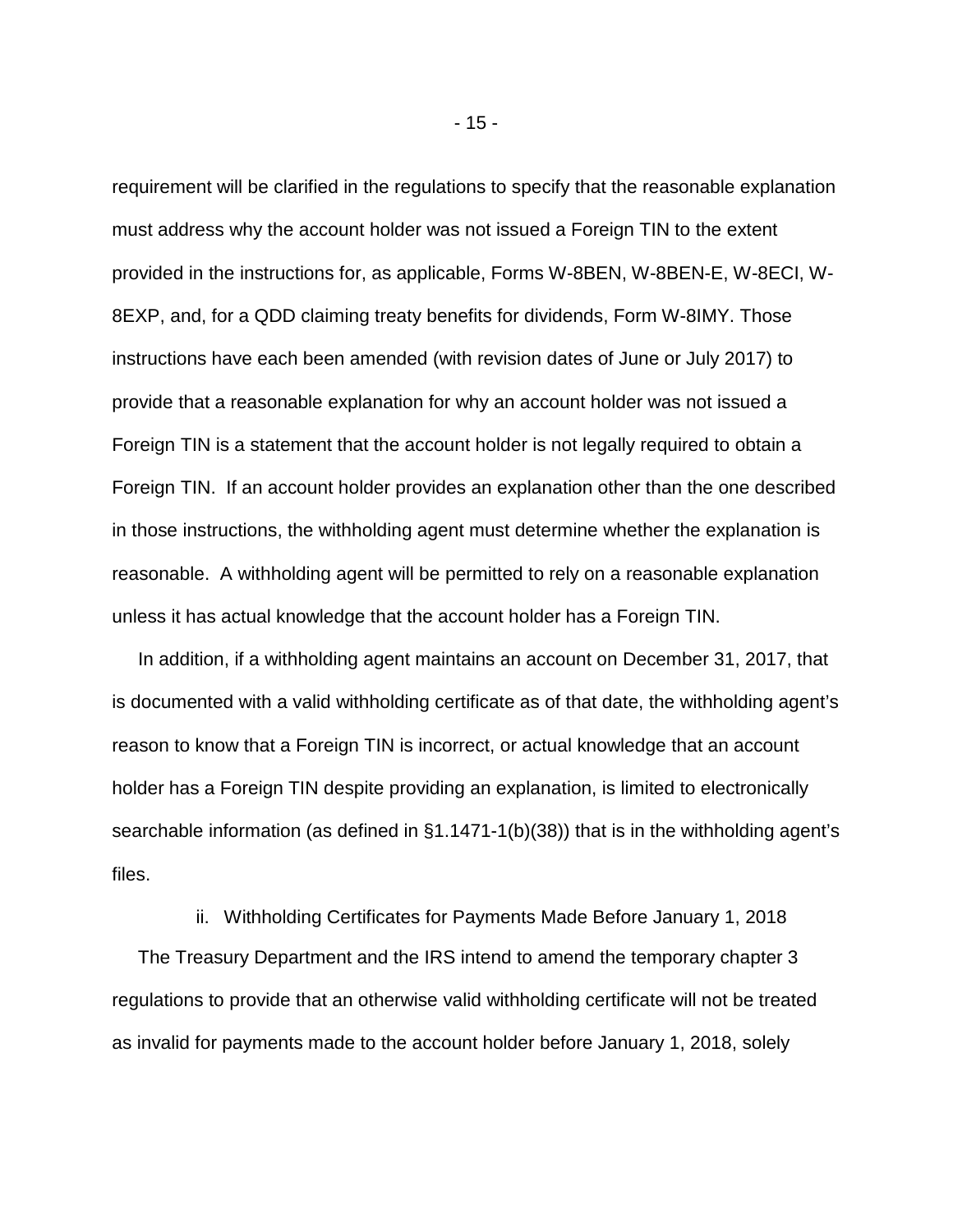requirement will be clarified in the regulations to specify that the reasonable explanation must address why the account holder was not issued a Foreign TIN to the extent provided in the instructions for, as applicable, Forms W-8BEN, W-8BEN-E, W-8ECI, W-8EXP, and, for a QDD claiming treaty benefits for dividends, Form W-8IMY. Those instructions have each been amended (with revision dates of June or July 2017) to provide that a reasonable explanation for why an account holder was not issued a Foreign TIN is a statement that the account holder is not legally required to obtain a Foreign TIN. If an account holder provides an explanation other than the one described in those instructions, the withholding agent must determine whether the explanation is reasonable. A withholding agent will be permitted to rely on a reasonable explanation unless it has actual knowledge that the account holder has a Foreign TIN.

In addition, if a withholding agent maintains an account on December 31, 2017, that is documented with a valid withholding certificate as of that date, the withholding agent's reason to know that a Foreign TIN is incorrect, or actual knowledge that an account holder has a Foreign TIN despite providing an explanation, is limited to electronically searchable information (as defined in §1.1471-1(b)(38)) that is in the withholding agent's files.

ii. Withholding Certificates for Payments Made Before January 1, 2018

The Treasury Department and the IRS intend to amend the temporary chapter 3 regulations to provide that an otherwise valid withholding certificate will not be treated as invalid for payments made to the account holder before January 1, 2018, solely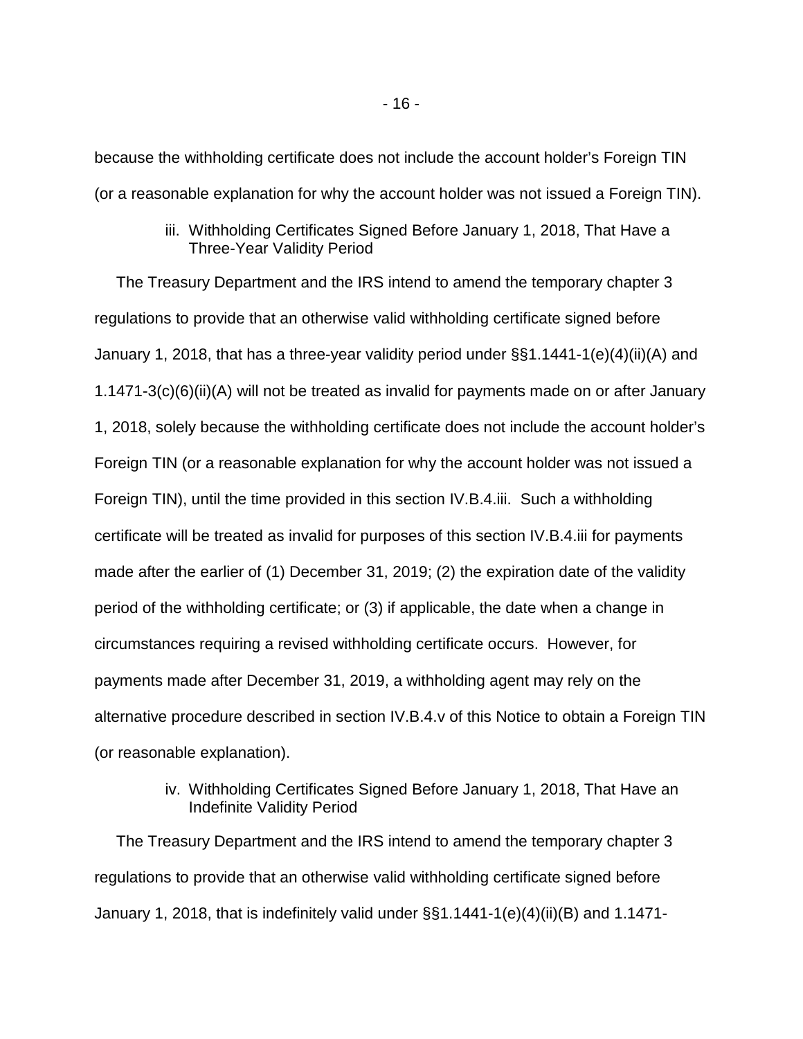because the withholding certificate does not include the account holder's Foreign TIN (or a reasonable explanation for why the account holder was not issued a Foreign TIN).

#### iii. Withholding Certificates Signed Before January 1, 2018, That Have a Three-Year Validity Period

The Treasury Department and the IRS intend to amend the temporary chapter 3 regulations to provide that an otherwise valid withholding certificate signed before January 1, 2018, that has a three-year validity period under §§1.1441-1(e)(4)(ii)(A) and 1.1471-3(c)(6)(ii)(A) will not be treated as invalid for payments made on or after January 1, 2018, solely because the withholding certificate does not include the account holder's Foreign TIN (or a reasonable explanation for why the account holder was not issued a Foreign TIN), until the time provided in this section IV.B.4.iii. Such a withholding certificate will be treated as invalid for purposes of this section IV.B.4.iii for payments made after the earlier of (1) December 31, 2019; (2) the expiration date of the validity period of the withholding certificate; or (3) if applicable, the date when a change in circumstances requiring a revised withholding certificate occurs. However, for payments made after December 31, 2019, a withholding agent may rely on the alternative procedure described in section IV.B.4.v of this Notice to obtain a Foreign TIN (or reasonable explanation).

#### iv. Withholding Certificates Signed Before January 1, 2018, That Have an Indefinite Validity Period

The Treasury Department and the IRS intend to amend the temporary chapter 3 regulations to provide that an otherwise valid withholding certificate signed before January 1, 2018, that is indefinitely valid under §§1.1441-1(e)(4)(ii)(B) and 1.1471-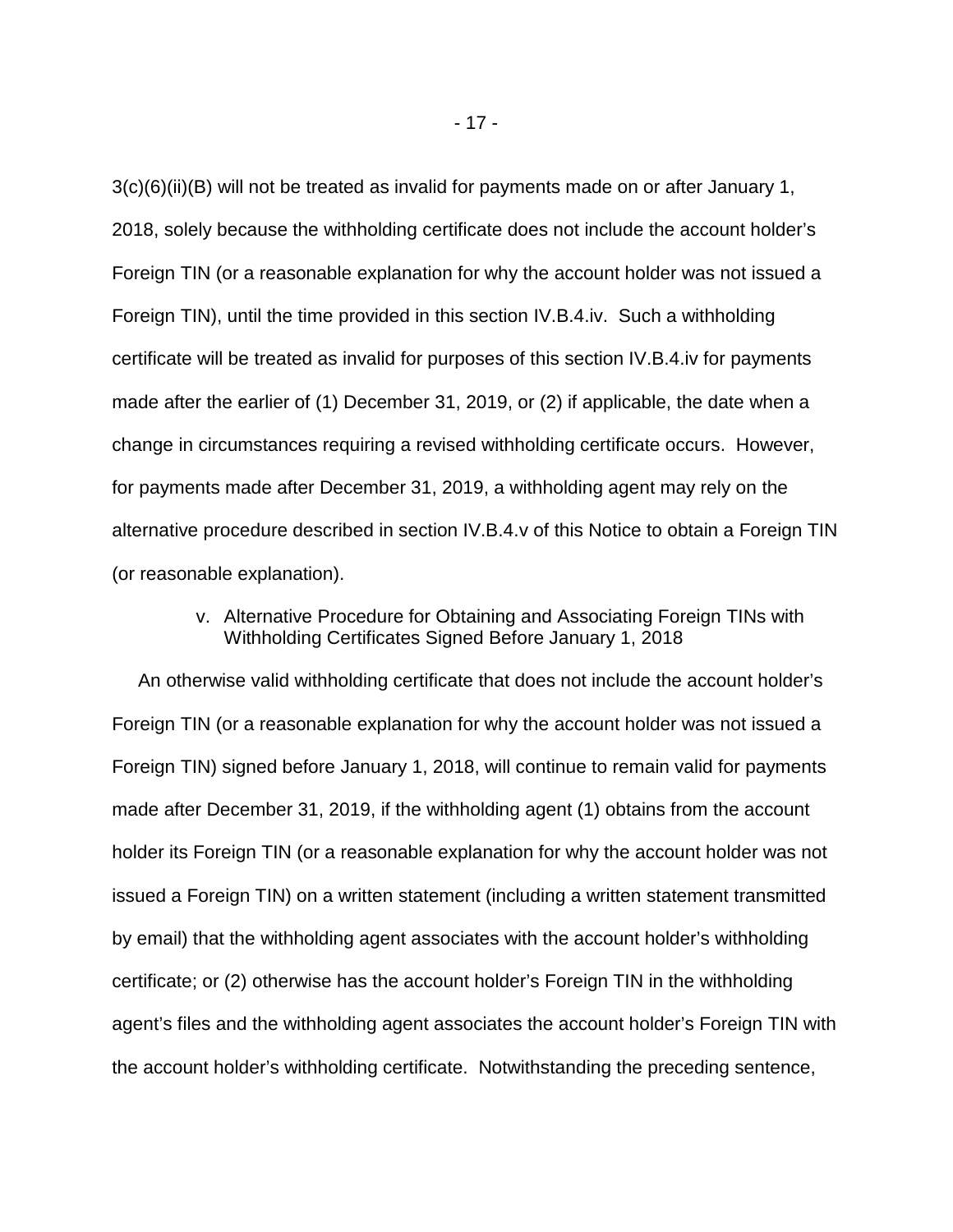3(c)(6)(ii)(B) will not be treated as invalid for payments made on or after January 1, 2018, solely because the withholding certificate does not include the account holder's Foreign TIN (or a reasonable explanation for why the account holder was not issued a Foreign TIN), until the time provided in this section IV.B.4.iv. Such a withholding certificate will be treated as invalid for purposes of this section IV.B.4.iv for payments made after the earlier of (1) December 31, 2019, or (2) if applicable, the date when a change in circumstances requiring a revised withholding certificate occurs. However, for payments made after December 31, 2019, a withholding agent may rely on the alternative procedure described in section IV.B.4.v of this Notice to obtain a Foreign TIN (or reasonable explanation).

v. Alternative Procedure for Obtaining and Associating Foreign TINs with Withholding Certificates Signed Before January 1, 2018

An otherwise valid withholding certificate that does not include the account holder's Foreign TIN (or a reasonable explanation for why the account holder was not issued a Foreign TIN) signed before January 1, 2018, will continue to remain valid for payments made after December 31, 2019, if the withholding agent (1) obtains from the account holder its Foreign TIN (or a reasonable explanation for why the account holder was not issued a Foreign TIN) on a written statement (including a written statement transmitted by email) that the withholding agent associates with the account holder's withholding certificate; or (2) otherwise has the account holder's Foreign TIN in the withholding agent's files and the withholding agent associates the account holder's Foreign TIN with the account holder's withholding certificate. Notwithstanding the preceding sentence,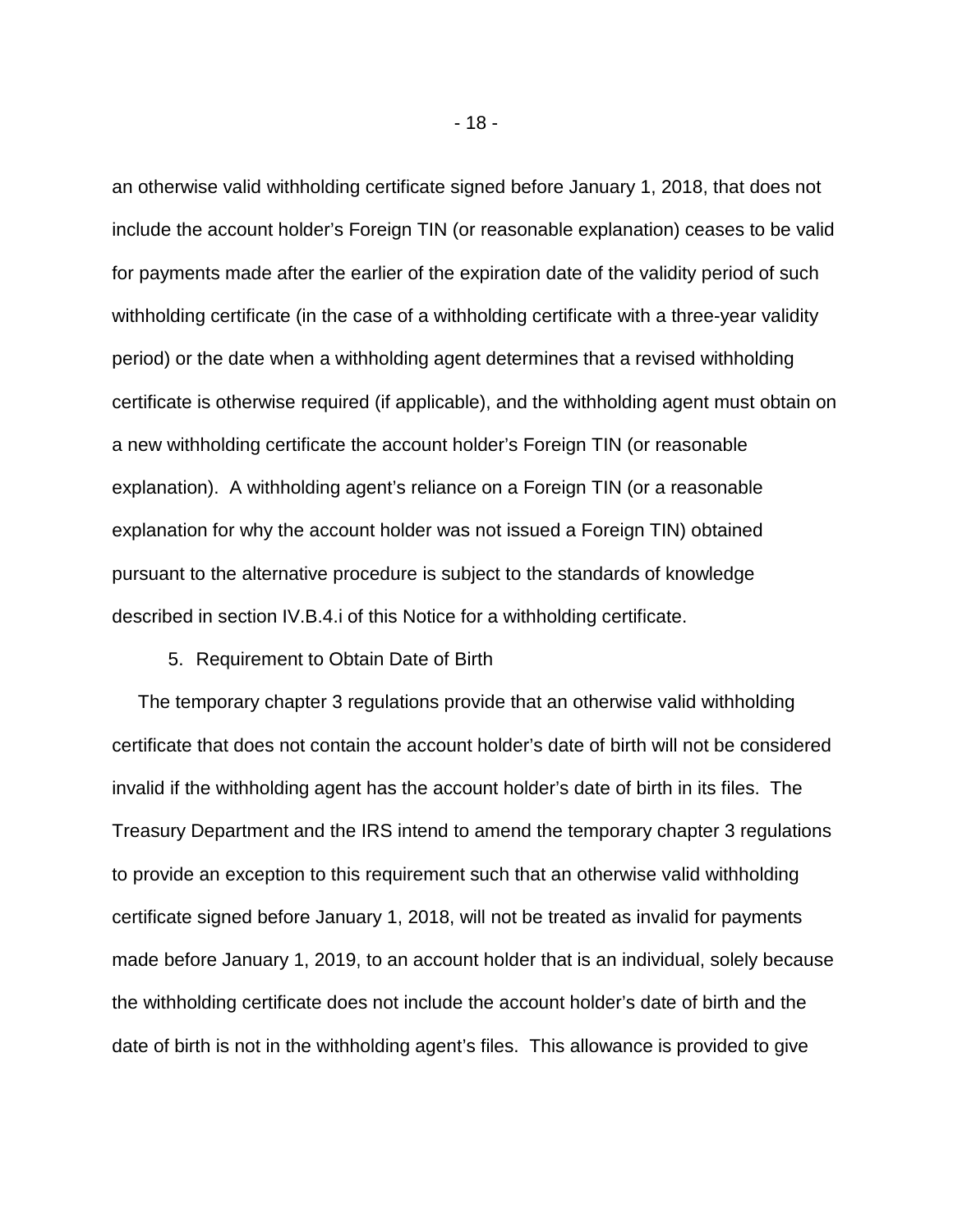an otherwise valid withholding certificate signed before January 1, 2018, that does not include the account holder's Foreign TIN (or reasonable explanation) ceases to be valid for payments made after the earlier of the expiration date of the validity period of such withholding certificate (in the case of a withholding certificate with a three-year validity period) or the date when a withholding agent determines that a revised withholding certificate is otherwise required (if applicable), and the withholding agent must obtain on a new withholding certificate the account holder's Foreign TIN (or reasonable explanation). A withholding agent's reliance on a Foreign TIN (or a reasonable explanation for why the account holder was not issued a Foreign TIN) obtained pursuant to the alternative procedure is subject to the standards of knowledge described in section IV.B.4.i of this Notice for a withholding certificate.

5. Requirement to Obtain Date of Birth

The temporary chapter 3 regulations provide that an otherwise valid withholding certificate that does not contain the account holder's date of birth will not be considered invalid if the withholding agent has the account holder's date of birth in its files. The Treasury Department and the IRS intend to amend the temporary chapter 3 regulations to provide an exception to this requirement such that an otherwise valid withholding certificate signed before January 1, 2018, will not be treated as invalid for payments made before January 1, 2019, to an account holder that is an individual, solely because the withholding certificate does not include the account holder's date of birth and the date of birth is not in the withholding agent's files. This allowance is provided to give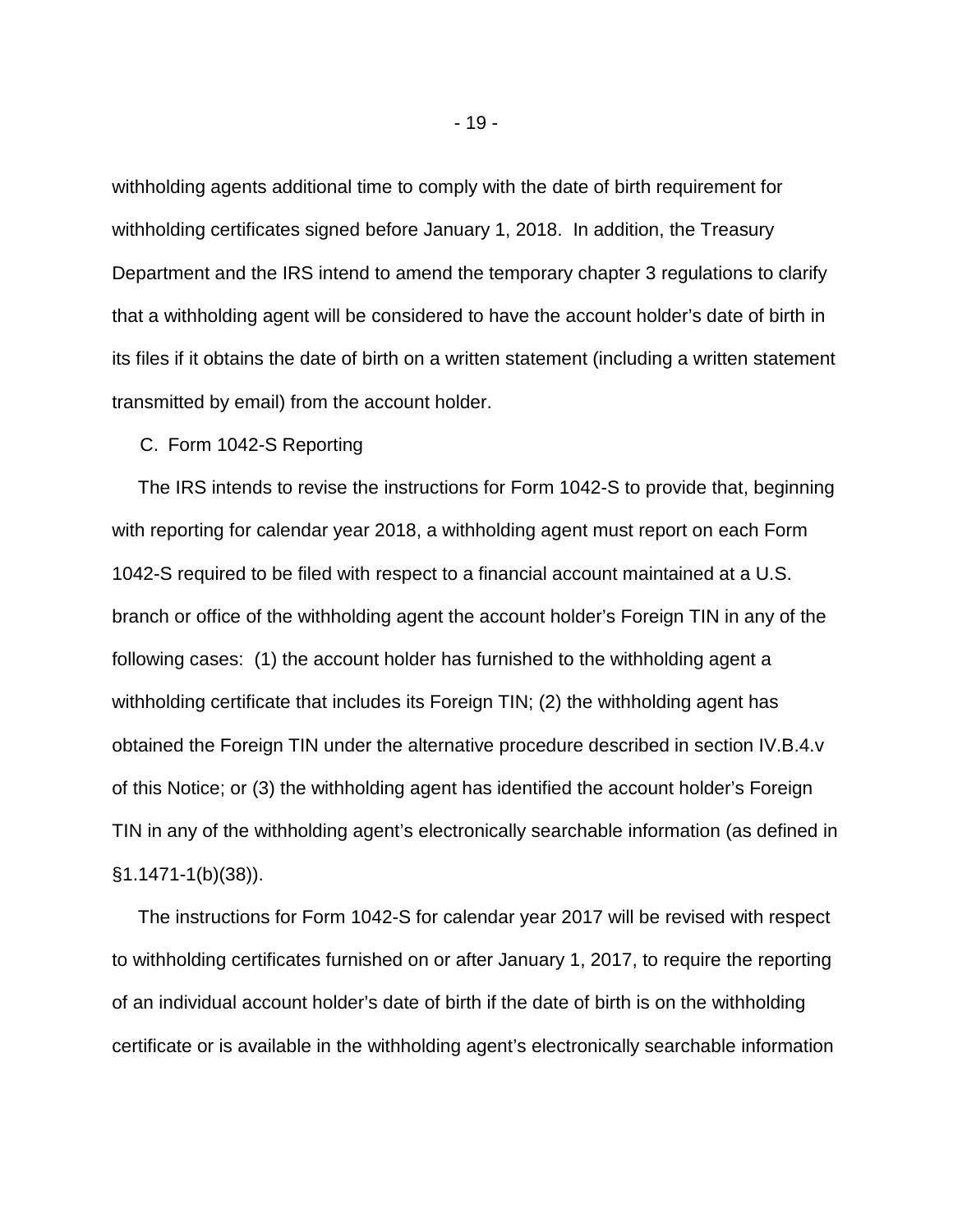withholding agents additional time to comply with the date of birth requirement for withholding certificates signed before January 1, 2018. In addition, the Treasury Department and the IRS intend to amend the temporary chapter 3 regulations to clarify that a withholding agent will be considered to have the account holder's date of birth in its files if it obtains the date of birth on a written statement (including a written statement transmitted by email) from the account holder.

### C. Form 1042-S Reporting

The IRS intends to revise the instructions for Form 1042-S to provide that, beginning with reporting for calendar year 2018, a withholding agent must report on each Form 1042-S required to be filed with respect to a financial account maintained at a U.S. branch or office of the withholding agent the account holder's Foreign TIN in any of the following cases: (1) the account holder has furnished to the withholding agent a withholding certificate that includes its Foreign TIN; (2) the withholding agent has obtained the Foreign TIN under the alternative procedure described in section IV.B.4.v of this Notice; or (3) the withholding agent has identified the account holder's Foreign TIN in any of the withholding agent's electronically searchable information (as defined in §1.1471-1(b)(38)).

The instructions for Form 1042-S for calendar year 2017 will be revised with respect to withholding certificates furnished on or after January 1, 2017, to require the reporting of an individual account holder's date of birth if the date of birth is on the withholding certificate or is available in the withholding agent's electronically searchable information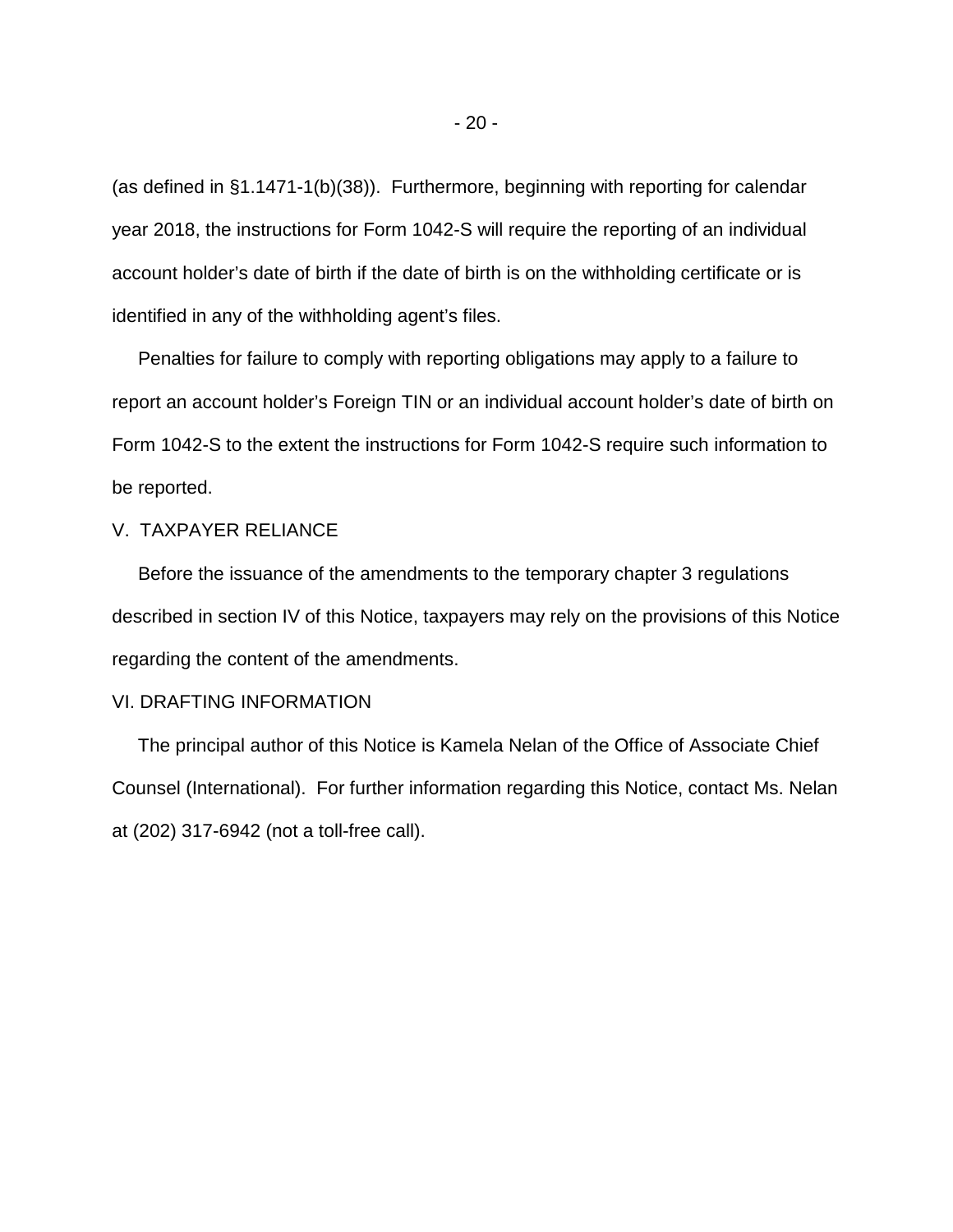(as defined in §1.1471-1(b)(38)). Furthermore, beginning with reporting for calendar year 2018, the instructions for Form 1042-S will require the reporting of an individual account holder's date of birth if the date of birth is on the withholding certificate or is identified in any of the withholding agent's files.

Penalties for failure to comply with reporting obligations may apply to a failure to report an account holder's Foreign TIN or an individual account holder's date of birth on Form 1042-S to the extent the instructions for Form 1042-S require such information to be reported.

## V. TAXPAYER RELIANCE

Before the issuance of the amendments to the temporary chapter 3 regulations described in section IV of this Notice, taxpayers may rely on the provisions of this Notice regarding the content of the amendments.

## VI. DRAFTING INFORMATION

The principal author of this Notice is Kamela Nelan of the Office of Associate Chief Counsel (International). For further information regarding this Notice, contact Ms. Nelan at (202) 317-6942 (not a toll-free call).